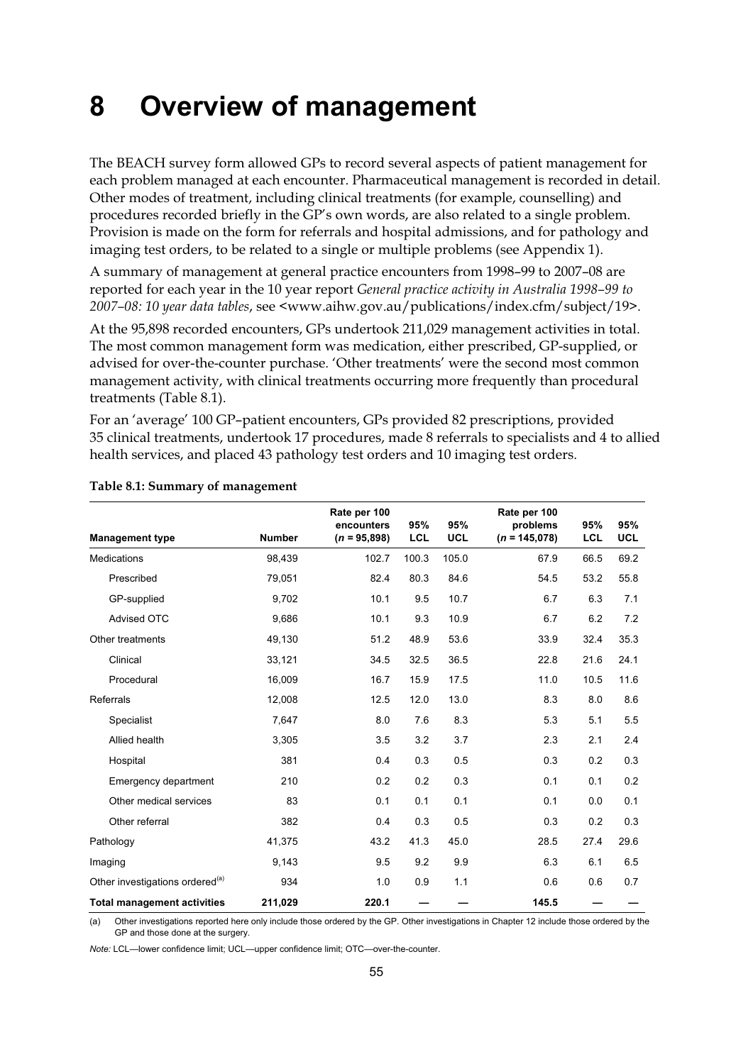# 8 Overview of management

The BEACH survey form allowed GPs to record several aspects of patient management for each problem managed at each encounter. Pharmaceutical management is recorded in detail. Other modes of treatment, including clinical treatments (for example, counselling) and procedures recorded briefly in the GP's own words, are also related to a single problem. Provision is made on the form for referrals and hospital admissions, and for pathology and imaging test orders, to be related to a single or multiple problems (see Appendix 1).

A summary of management at general practice encounters from 1998–99 to 2007–08 are reported for each year in the 10 year report *General practice activity in Australia 1998–99 to 2007–08: 10 year data tables*, see <www.aihw.gov.au/publications/index.cfm/subject/19>.

At the 95,898 recorded encounters, GPs undertook 211,029 management activities in total. The most common management form was medication, either prescribed, GP-supplied, or advised for over-the-counter purchase. 'Other treatments' were the second most common management activity, with clinical treatments occurring more frequently than procedural treatments (Table 8.1).

For an 'average' 100 GP–patient encounters, GPs provided 82 prescriptions, provided 35 clinical treatments, undertook 17 procedures, made 8 referrals to specialists and 4 to allied health services, and placed 43 pathology test orders and 10 imaging test orders.

**Table 8.1: Summary of management**

| Management type | Number | Rate per 100 encounters (*n* = 95,898) | 95% LCL | 95% UCL | Rate per 100 problems (*n* = 145,078) | 95% LCL | 95% UCL |
|---|---|---|---|---|---|---|---|
| Medications | 98,439 | 102.7 | 100.3 | 105.0 | 67.9 | 66.5 | 69.2 |
| Prescribed | 79,051 | 82.4 | 80.3 | 84.6 | 54.5 | 53.2 | 55.8 |
| GP-supplied | 9,702 | 10.1 | 9.5 | 10.7 | 6.7 | 6.3 | 7.1 |
| Advised OTC | 9,686 | 10.1 | 9.3 | 10.9 | 6.7 | 6.2 | 7.2 |
| Other treatments | 49,130 | 51.2 | 48.9 | 53.6 | 33.9 | 32.4 | 35.3 |
| Clinical | 33,121 | 34.5 | 32.5 | 36.5 | 22.8 | 21.6 | 24.1 |
| Procedural | 16,009 | 16.7 | 15.9 | 17.5 | 11.0 | 10.5 | 11.6 |
| Referrals | 12,008 | 12.5 | 12.0 | 13.0 | 8.3 | 8.0 | 8.6 |
| Specialist | 7,647 | 8.0 | 7.6 | 8.3 | 5.3 | 5.1 | 5.5 |
| Allied health | 3,305 | 3.5 | 3.2 | 3.7 | 2.3 | 2.1 | 2.4 |
| Hospital | 381 | 0.4 | 0.3 | 0.5 | 0.3 | 0.2 | 0.3 |
| Emergency department | 210 | 0.2 | 0.2 | 0.3 | 0.1 | 0.1 | 0.2 |
| Other medical services | 83 | 0.1 | 0.1 | 0.1 | 0.1 | 0.0 | 0.1 |
| Other referral | 382 | 0.4 | 0.3 | 0.5 | 0.3 | 0.2 | 0.3 |
| Pathology | 41,375 | 43.2 | 41.3 | 45.0 | 28.5 | 27.4 | 29.6 |
| Imaging | 9,143 | 9.5 | 9.2 | 9.9 | 6.3 | 6.1 | 6.5 |
| Other investigations ordered[(a)] | 934 | 1.0 | 0.9 | 1.1 | 0.6 | 0.6 | 0.7 |
| **Total management activities** | **211,029** | **220.1** | **—** | **—** | **145.5** | **—** | **—** |

(a) Other investigations reported here only include those ordered by the GP. Other investigations in Chapter 12 include those ordered by the GP and those done at the surgery.

*Note:* LCL—lower confidence limit; UCL—upper confidence limit; OTC—over-the-counter.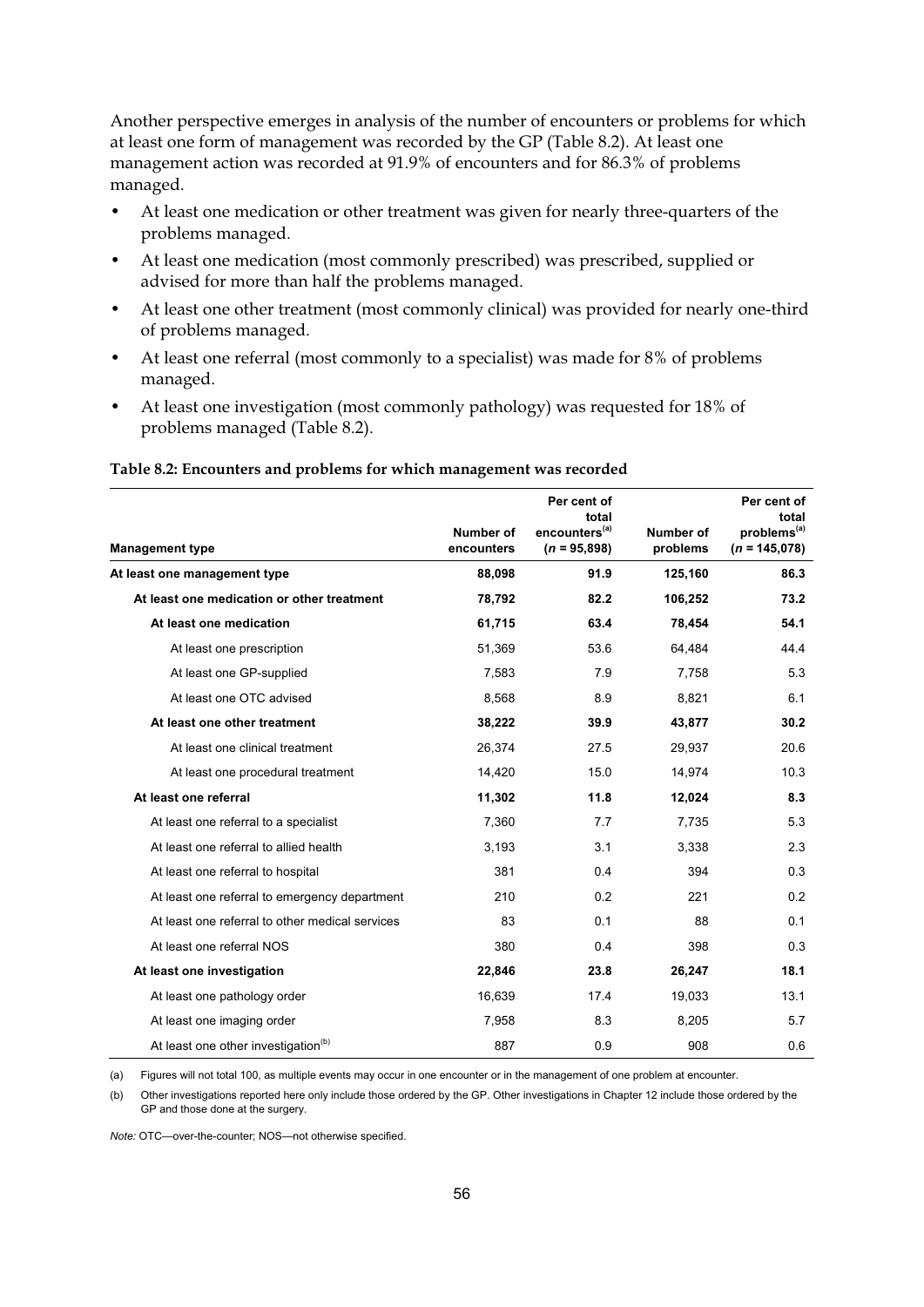Another perspective emerges in analysis of the number of encounters or problems for which at least one form of management was recorded by the GP (Table 8.2). At least one management action was recorded at 91.9% of encounters and for 86.3% of problems managed.

- At least one medication or other treatment was given for nearly three-quarters of the problems managed.
- At least one medication (most commonly prescribed) was prescribed, supplied or advised for more than half the problems managed.
- At least one other treatment (most commonly clinical) was provided for nearly one-third of problems managed.
- At least one referral (most commonly to a specialist) was made for 8% of problems managed.
- At least one investigation (most commonly pathology) was requested for 18% of problems managed (Table 8.2).

**Table 8.2: Encounters and problems for which management was recorded**

| Management type | Number of encounters | Per cent of total encounters[(a)] ($n$ = 95,898) | Number of problems | Per cent of total problems[(a)] ($n$ = 145,078) |
|---|---|---|---|---|
| **At least one management type** | **88,098** | **91.9** | **125,160** | **86.3** |
| **At least one medication or other treatment** | **78,792** | **82.2** | **106,252** | **73.2** |
| **At least one medication** | **61,715** | **63.4** | **78,454** | **54.1** |
| At least one prescription | 51,369 | 53.6 | 64,484 | 44.4 |
| At least one GP-supplied | 7,583 | 7.9 | 7,758 | 5.3 |
| At least one OTC advised | 8,568 | 8.9 | 8,821 | 6.1 |
| **At least one other treatment** | **38,222** | **39.9** | **43,877** | **30.2** |
| At least one clinical treatment | 26,374 | 27.5 | 29,937 | 20.6 |
| At least one procedural treatment | 14,420 | 15.0 | 14,974 | 10.3 |
| **At least one referral** | **11,302** | **11.8** | **12,024** | **8.3** |
| At least one referral to a specialist | 7,360 | 7.7 | 7,735 | 5.3 |
| At least one referral to allied health | 3,193 | 3.1 | 3,338 | 2.3 |
| At least one referral to hospital | 381 | 0.4 | 394 | 0.3 |
| At least one referral to emergency department | 210 | 0.2 | 221 | 0.2 |
| At least one referral to other medical services | 83 | 0.1 | 88 | 0.1 |
| At least one referral NOS | 380 | 0.4 | 398 | 0.3 |
| **At least one investigation** | **22,846** | **23.8** | **26,247** | **18.1** |
| At least one pathology order | 16,639 | 17.4 | 19,033 | 13.1 |
| At least one imaging order | 7,958 | 8.3 | 8,205 | 5.7 |
| At least one other investigation[(b)] | 887 | 0.9 | 908 | 0.6 |

(a) Figures will not total 100, as multiple events may occur in one encounter or in the management of one problem at encounter.

(b) Other investigations reported here only include those ordered by the GP. Other investigations in Chapter 12 include those ordered by the GP and those done at the surgery.

*Note:* OTC—over-the-counter; NOS—not otherwise specified.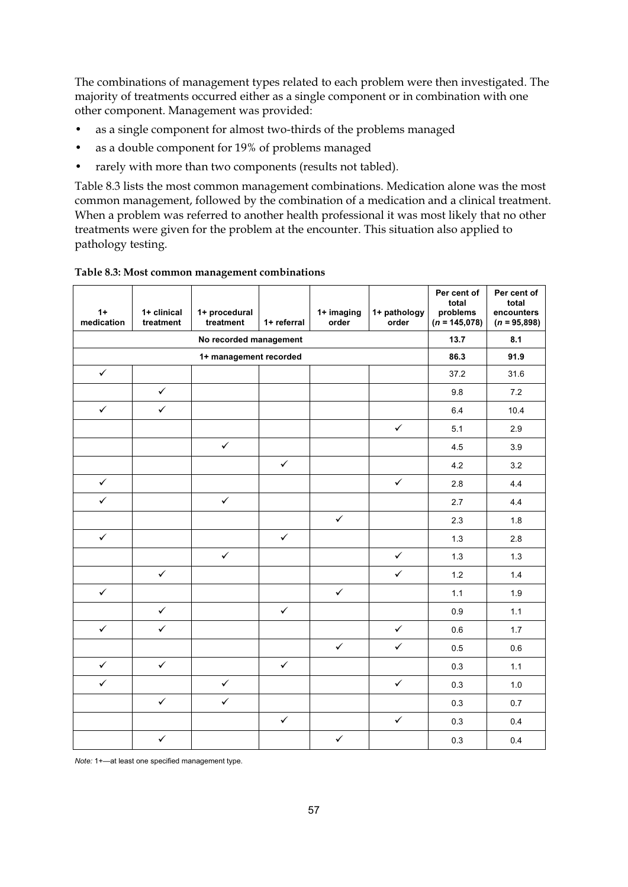The combinations of management types related to each problem were then investigated. The majority of treatments occurred either as a single component or in combination with one other component. Management was provided:

- as a single component for almost two-thirds of the problems managed
- as a double component for 19% of problems managed
- rarely with more than two components (results not tabled).

Table 8.3 lists the most common management combinations. Medication alone was the most common management, followed by the combination of a medication and a clinical treatment. When a problem was referred to another health professional it was most likely that no other treatments were given for the problem at the encounter. This situation also applied to pathology testing.

**Table 8.3: Most common management combinations**

| 1+ medication | 1+ clinical treatment | 1+ procedural treatment | 1+ referral | 1+ imaging order | 1+ pathology order | Per cent of total problems (*n* = 145,078) | Per cent of total encounters (*n* = 95,898) |
|---|---|---|---|---|---|---|---|
| **No recorded management** | | | | | | **13.7** | **8.1** |
| **1+ management recorded** | | | | | | **86.3** | **91.9** |
| ✓ | | | | | | 37.2 | 31.6 |
| | ✓ | | | | | 9.8 | 7.2 |
| ✓ | ✓ | | | | | 6.4 | 10.4 |
| | | | | | ✓ | 5.1 | 2.9 |
| | | ✓ | | | | 4.5 | 3.9 |
| | | | ✓ | | | 4.2 | 3.2 |
| ✓ | | | | | ✓ | 2.8 | 4.4 |
| ✓ | | ✓ | | | | 2.7 | 4.4 |
| | | | | ✓ | | 2.3 | 1.8 |
| ✓ | | | ✓ | | | 1.3 | 2.8 |
| | | ✓ | | | ✓ | 1.3 | 1.3 |
| | ✓ | | | | ✓ | 1.2 | 1.4 |
| ✓ | | | | ✓ | | 1.1 | 1.9 |
| | ✓ | | ✓ | | | 0.9 | 1.1 |
| ✓ | ✓ | | | | ✓ | 0.6 | 1.7 |
| | | | | ✓ | ✓ | 0.5 | 0.6 |
| ✓ | ✓ | | ✓ | | | 0.3 | 1.1 |
| ✓ | | ✓ | | | ✓ | 0.3 | 1.0 |
| | ✓ | ✓ | | | | 0.3 | 0.7 |
| | | | ✓ | | ✓ | 0.3 | 0.4 |
| | ✓ | | | ✓ | | 0.3 | 0.4 |

*Note:* 1+—at least one specified management type.